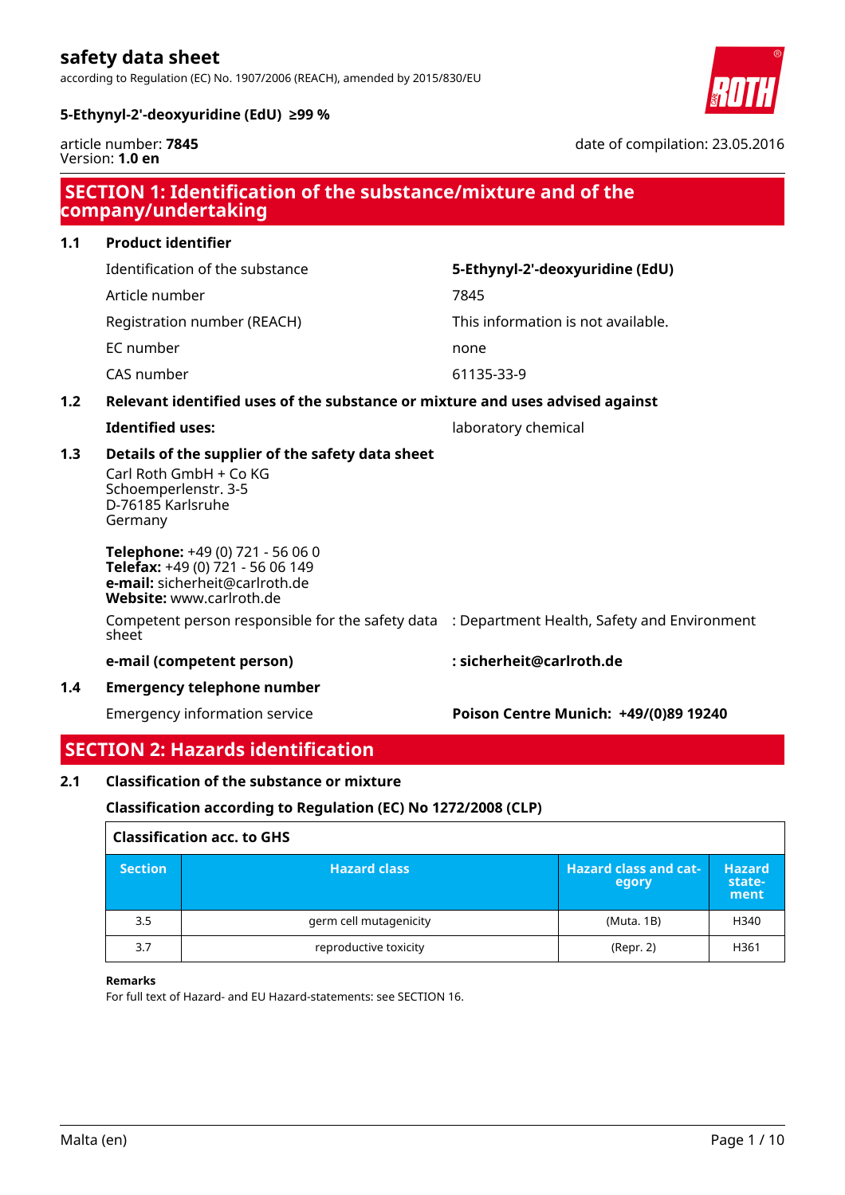# safety data sheet

according to Regulation (EC) No. 1907/2006 (REACH), amended by 2015/830/EU

**5-Ethynyl-2'-deoxyuridine (EdU) ≥99 %**

article number: **7845**
Version: **1.0 en**

date of compilation: 23.05.2016

## SECTION 1: Identification of the substance/mixture and of the company/undertaking

### 1.1 Product identifier

| | |
|---|---|
| Identification of the substance | **5-Ethynyl-2'-deoxyuridine (EdU)** |
| Article number | 7845 |
| Registration number (REACH) | This information is not available. |
| EC number | none |
| CAS number | 61135-33-9 |

### 1.2 Relevant identified uses of the substance or mixture and uses advised against

**Identified uses:** laboratory chemical

### 1.3 Details of the supplier of the safety data sheet

Carl Roth GmbH + Co KG
Schoemperlenstr. 3-5
D-76185 Karlsruhe
Germany

**Telephone:** +49 (0) 721 - 56 06 0
**Telefax:** +49 (0) 721 - 56 06 149
**e-mail:** sicherheit@carlroth.de
**Website:** www.carlroth.de

Competent person responsible for the safety data sheet : Department Health, Safety and Environment

**e-mail (competent person) : sicherheit@carlroth.de**

### 1.4 Emergency telephone number

Emergency information service **Poison Centre Munich: +49/(0)89 19240**

## SECTION 2: Hazards identification

### 2.1 Classification of the substance or mixture

**Classification according to Regulation (EC) No 1272/2008 (CLP)**

**Classification acc. to GHS**

| Section | Hazard class | Hazard class and category | Hazard statement |
|---|---|---|---|
| 3.5 | germ cell mutagenicity | (Muta. 1B) | H340 |
| 3.7 | reproductive toxicity | (Repr. 2) | H361 |

**Remarks**
For full text of Hazard- and EU Hazard-statements: see SECTION 16.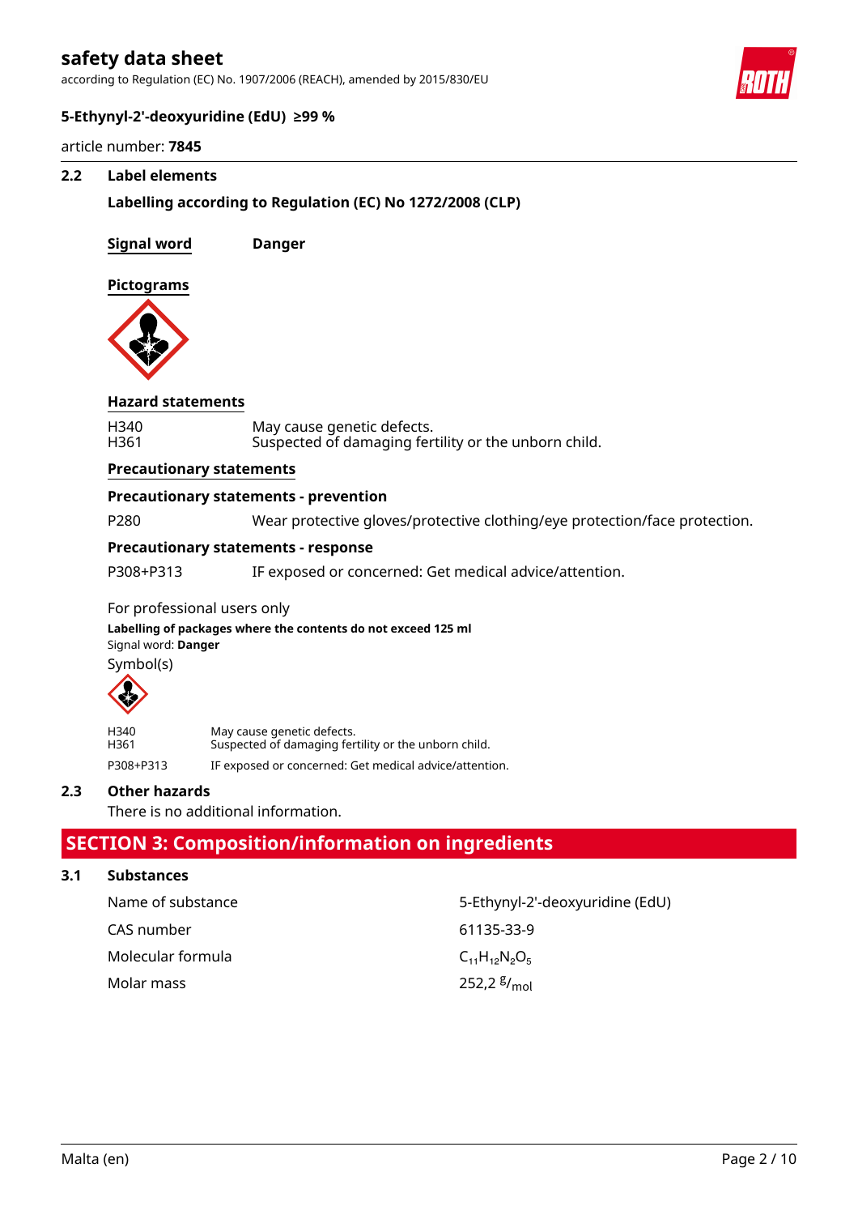### 2.2 Label elements

**Labelling according to Regulation (EC) No 1272/2008 (CLP)**

**Signal word** **Danger**

**Pictograms**

**Hazard statements**

| | |
|---|---|
| H340 | May cause genetic defects. |
| H361 | Suspected of damaging fertility or the unborn child. |

**Precautionary statements**

**Precautionary statements - prevention**

| | |
|---|---|
| P280 | Wear protective gloves/protective clothing/eye protection/face protection. |

**Precautionary statements - response**

| | |
|---|---|
| P308+P313 | IF exposed or concerned: Get medical advice/attention. |

For professional users only

**Labelling of packages where the contents do not exceed 125 ml**

Signal word: **Danger**

Symbol(s)

| | |
|---|---|
| H340 | May cause genetic defects. |
| H361 | Suspected of damaging fertility or the unborn child. |
| P308+P313 | IF exposed or concerned: Get medical advice/attention. |

### 2.3 Other hazards

There is no additional information.

## SECTION 3: Composition/information on ingredients

### 3.1 Substances

| | |
|---|---|
| Name of substance | 5-Ethynyl-2'-deoxyuridine (EdU) |
| CAS number | 61135-33-9 |
| Molecular formula | $C_{11}H_{12}N_2O_5$ |
| Molar mass | 252,2 $^{g}/_{mol}$ |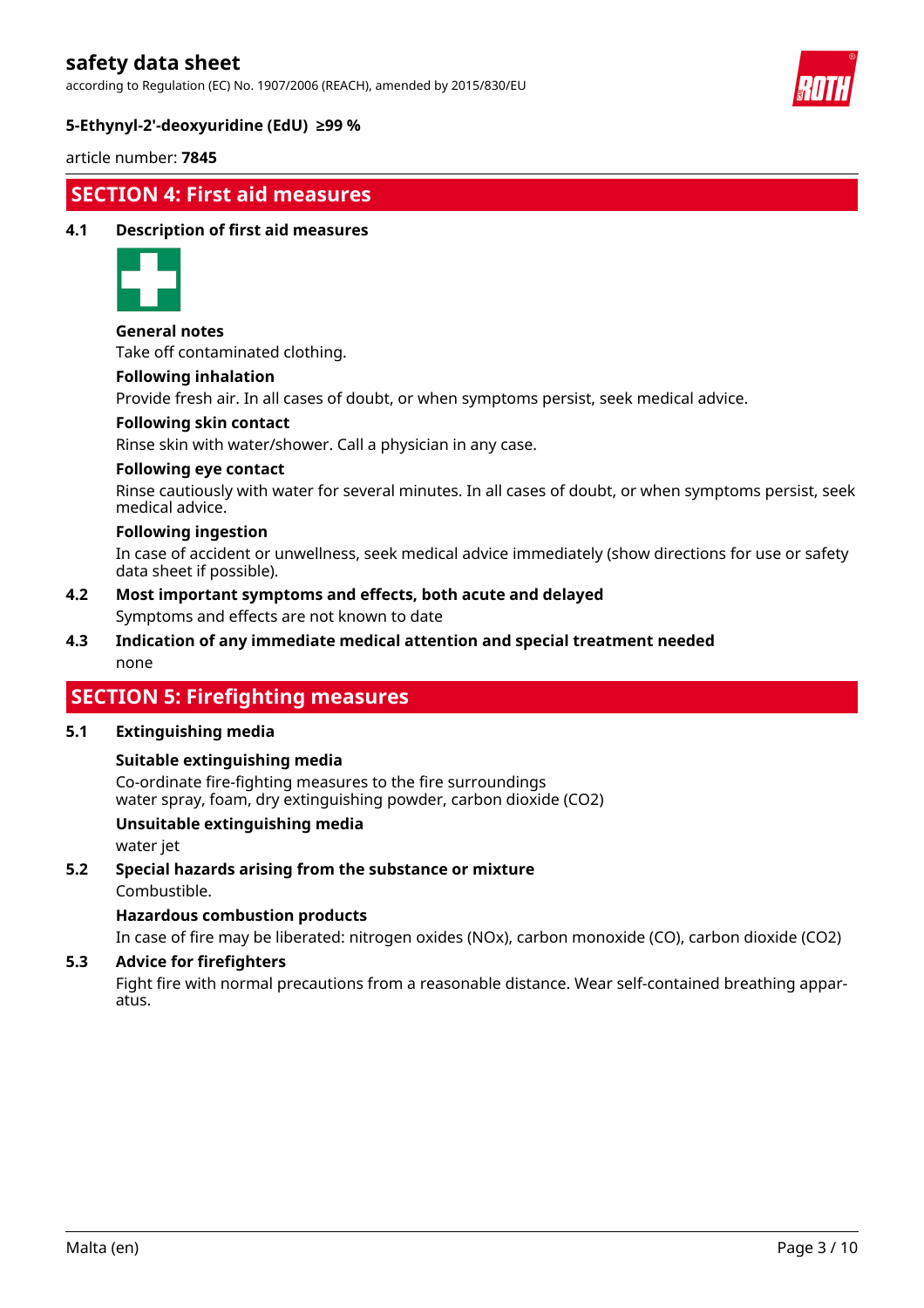## SECTION 4: First aid measures

### 4.1 Description of first aid measures

**General notes**

Take off contaminated clothing.

**Following inhalation**

Provide fresh air. In all cases of doubt, or when symptoms persist, seek medical advice.

**Following skin contact**

Rinse skin with water/shower. Call a physician in any case.

**Following eye contact**

Rinse cautiously with water for several minutes. In all cases of doubt, or when symptoms persist, seek medical advice.

**Following ingestion**

In case of accident or unwellness, seek medical advice immediately (show directions for use or safety data sheet if possible).

### 4.2 Most important symptoms and effects, both acute and delayed

Symptoms and effects are not known to date

### 4.3 Indication of any immediate medical attention and special treatment needed

none

## SECTION 5: Firefighting measures

### 5.1 Extinguishing media

**Suitable extinguishing media**

Co-ordinate fire-fighting measures to the fire surroundings
water spray, foam, dry extinguishing powder, carbon dioxide ($CO_2$)

**Unsuitable extinguishing media**

water jet

### 5.2 Special hazards arising from the substance or mixture

Combustible.

**Hazardous combustion products**

In case of fire may be liberated: nitrogen oxides (NOx), carbon monoxide (CO), carbon dioxide ($CO_2$)

### 5.3 Advice for firefighters

Fight fire with normal precautions from a reasonable distance. Wear self-contained breathing apparatus.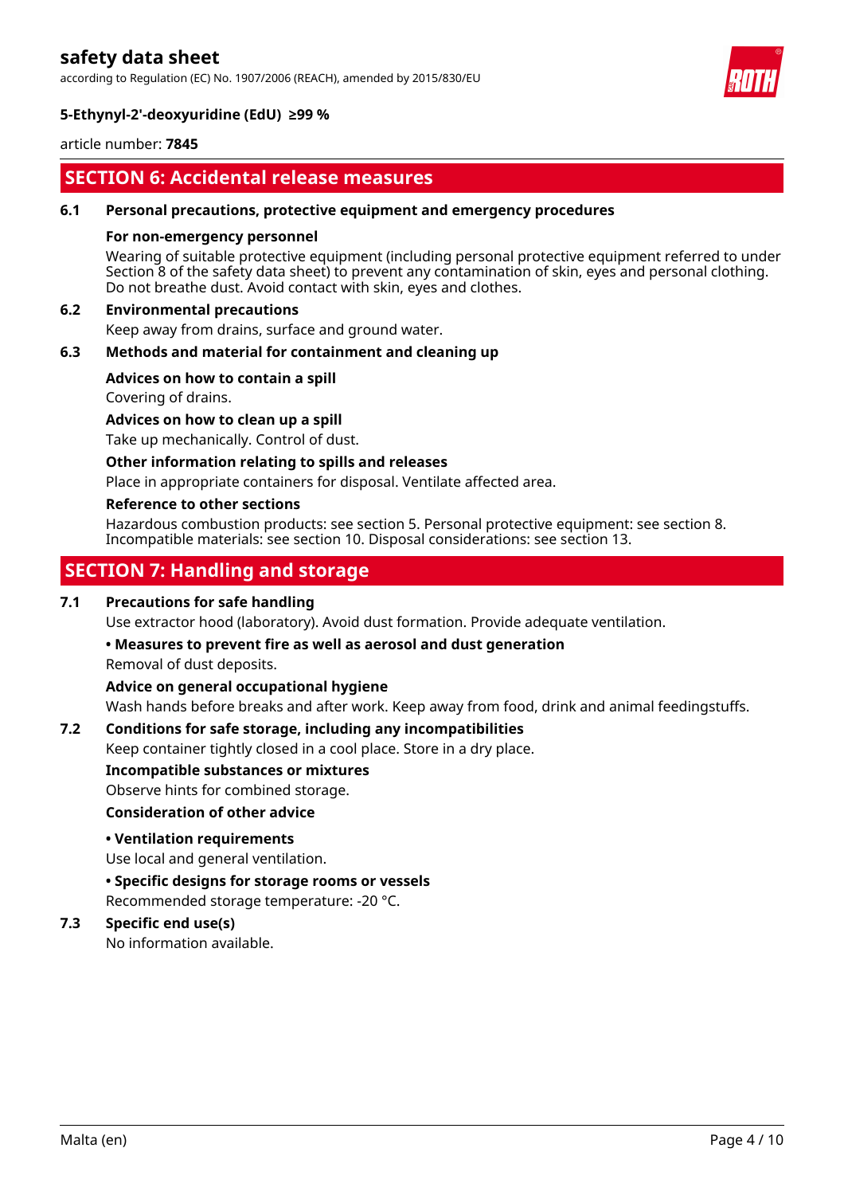## SECTION 6: Accidental release measures

### 6.1 Personal precautions, protective equipment and emergency procedures

**For non-emergency personnel**

Wearing of suitable protective equipment (including personal protective equipment referred to under Section 8 of the safety data sheet) to prevent any contamination of skin, eyes and personal clothing. Do not breathe dust. Avoid contact with skin, eyes and clothes.

### 6.2 Environmental precautions

Keep away from drains, surface and ground water.

### 6.3 Methods and material for containment and cleaning up

**Advices on how to contain a spill**

Covering of drains.

**Advices on how to clean up a spill**

Take up mechanically. Control of dust.

**Other information relating to spills and releases**

Place in appropriate containers for disposal. Ventilate affected area.

**Reference to other sections**

Hazardous combustion products: see section 5. Personal protective equipment: see section 8. Incompatible materials: see section 10. Disposal considerations: see section 13.

## SECTION 7: Handling and storage

### 7.1 Precautions for safe handling

Use extractor hood (laboratory). Avoid dust formation. Provide adequate ventilation.

**• Measures to prevent fire as well as aerosol and dust generation**

Removal of dust deposits.

**Advice on general occupational hygiene**

Wash hands before breaks and after work. Keep away from food, drink and animal feedingstuffs.

### 7.2 Conditions for safe storage, including any incompatibilities

Keep container tightly closed in a cool place. Store in a dry place.

**Incompatible substances or mixtures**

Observe hints for combined storage.

**Consideration of other advice**

**• Ventilation requirements**

Use local and general ventilation.

**• Specific designs for storage rooms or vessels**

Recommended storage temperature: -20 °C.

### 7.3 Specific end use(s)

No information available.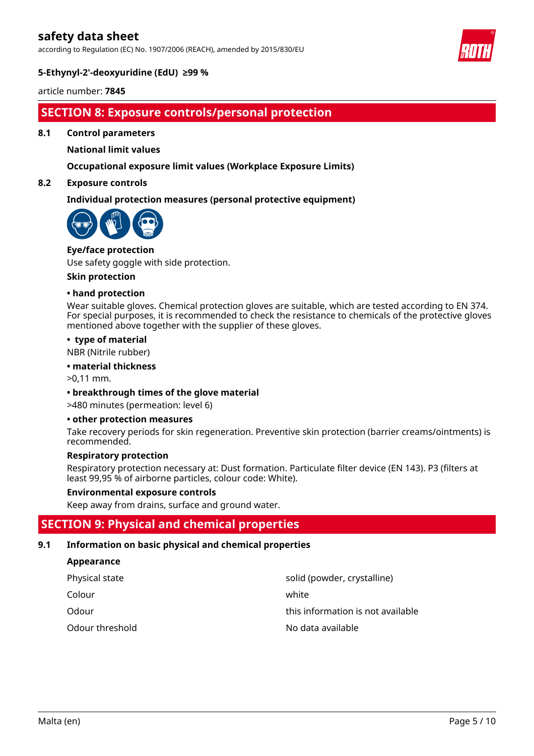## SECTION 8: Exposure controls/personal protection

### 8.1 Control parameters

**National limit values**

**Occupational exposure limit values (Workplace Exposure Limits)**

### 8.2 Exposure controls

**Individual protection measures (personal protective equipment)**

**Eye/face protection**

Use safety goggle with side protection.

**Skin protection**

**• hand protection**

Wear suitable gloves. Chemical protection gloves are suitable, which are tested according to EN 374. For special purposes, it is recommended to check the resistance to chemicals of the protective gloves mentioned above together with the supplier of these gloves.

**• type of material**

NBR (Nitrile rubber)

**• material thickness**

>0,11 mm.

**• breakthrough times of the glove material**

>480 minutes (permeation: level 6)

**• other protection measures**

Take recovery periods for skin regeneration. Preventive skin protection (barrier creams/ointments) is recommended.

**Respiratory protection**

Respiratory protection necessary at: Dust formation. Particulate filter device (EN 143). P3 (filters at least 99,95 % of airborne particles, colour code: White).

**Environmental exposure controls**

Keep away from drains, surface and ground water.

## SECTION 9: Physical and chemical properties

### 9.1 Information on basic physical and chemical properties

**Appearance**

| | |
|---|---|
| Physical state | solid (powder, crystalline) |
| Colour | white |
| Odour | this information is not available |
| Odour threshold | No data available |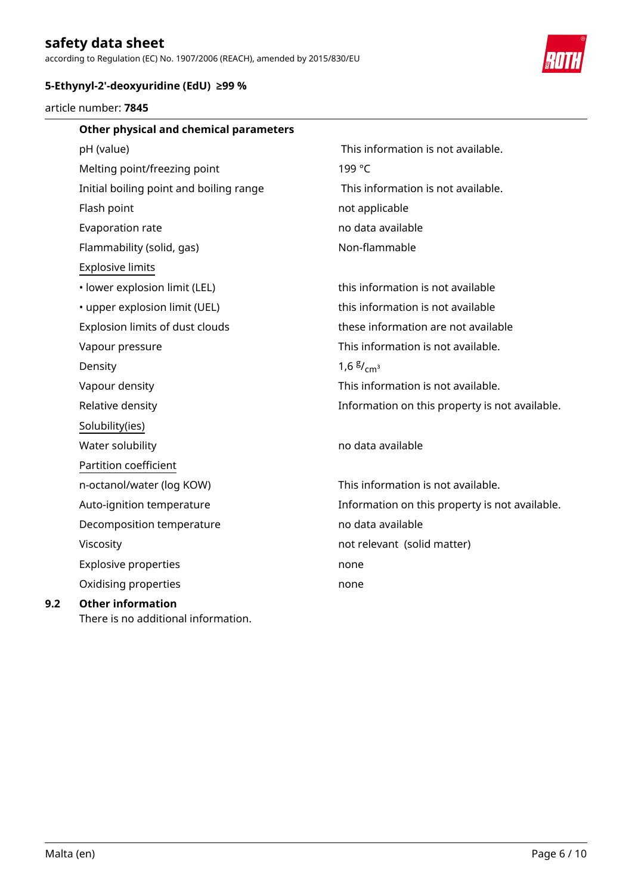**Other physical and chemical parameters**

| | |
|---|---|
| pH (value) | This information is not available. |
| Melting point/freezing point | 199 °C |
| Initial boiling point and boiling range | This information is not available. |
| Flash point | not applicable |
| Evaporation rate | no data available |
| Flammability (solid, gas) | Non-flammable |
| Explosive limits | |
| • lower explosion limit (LEL) | this information is not available |
| • upper explosion limit (UEL) | this information is not available |
| Explosion limits of dust clouds | these information are not available |
| Vapour pressure | This information is not available. |
| Density | 1,6 $^{g}/_{cm^3}$ |
| Vapour density | This information is not available. |
| Relative density | Information on this property is not available. |
| Solubility(ies) | |
| Water solubility | no data available |
| Partition coefficient | |
| n-octanol/water (log KOW) | This information is not available. |
| Auto-ignition temperature | Information on this property is not available. |
| Decomposition temperature | no data available |
| Viscosity | not relevant (solid matter) |
| Explosive properties | none |
| Oxidising properties | none |

**9.2 Other information**

There is no additional information.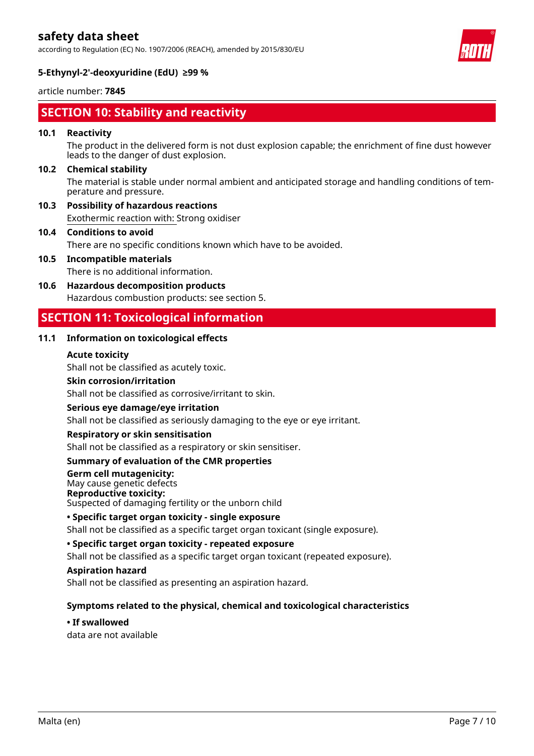## SECTION 10: Stability and reactivity

### 10.1 Reactivity

The product in the delivered form is not dust explosion capable; the enrichment of fine dust however leads to the danger of dust explosion.

### 10.2 Chemical stability

The material is stable under normal ambient and anticipated storage and handling conditions of temperature and pressure.

### 10.3 Possibility of hazardous reactions

Exothermic reaction with: Strong oxidiser

### 10.4 Conditions to avoid

There are no specific conditions known which have to be avoided.

### 10.5 Incompatible materials

There is no additional information.

### 10.6 Hazardous decomposition products

Hazardous combustion products: see section 5.

## SECTION 11: Toxicological information

### 11.1 Information on toxicological effects

**Acute toxicity**

Shall not be classified as acutely toxic.

**Skin corrosion/irritation**

Shall not be classified as corrosive/irritant to skin.

**Serious eye damage/eye irritation**

Shall not be classified as seriously damaging to the eye or eye irritant.

**Respiratory or skin sensitisation**

Shall not be classified as a respiratory or skin sensitiser.

**Summary of evaluation of the CMR properties**

**Germ cell mutagenicity:**
May cause genetic defects
**Reproductive toxicity:**
Suspected of damaging fertility or the unborn child

**• Specific target organ toxicity - single exposure**

Shall not be classified as a specific target organ toxicant (single exposure).

**• Specific target organ toxicity - repeated exposure**

Shall not be classified as a specific target organ toxicant (repeated exposure).

**Aspiration hazard**

Shall not be classified as presenting an aspiration hazard.

**Symptoms related to the physical, chemical and toxicological characteristics**

**• If swallowed**

data are not available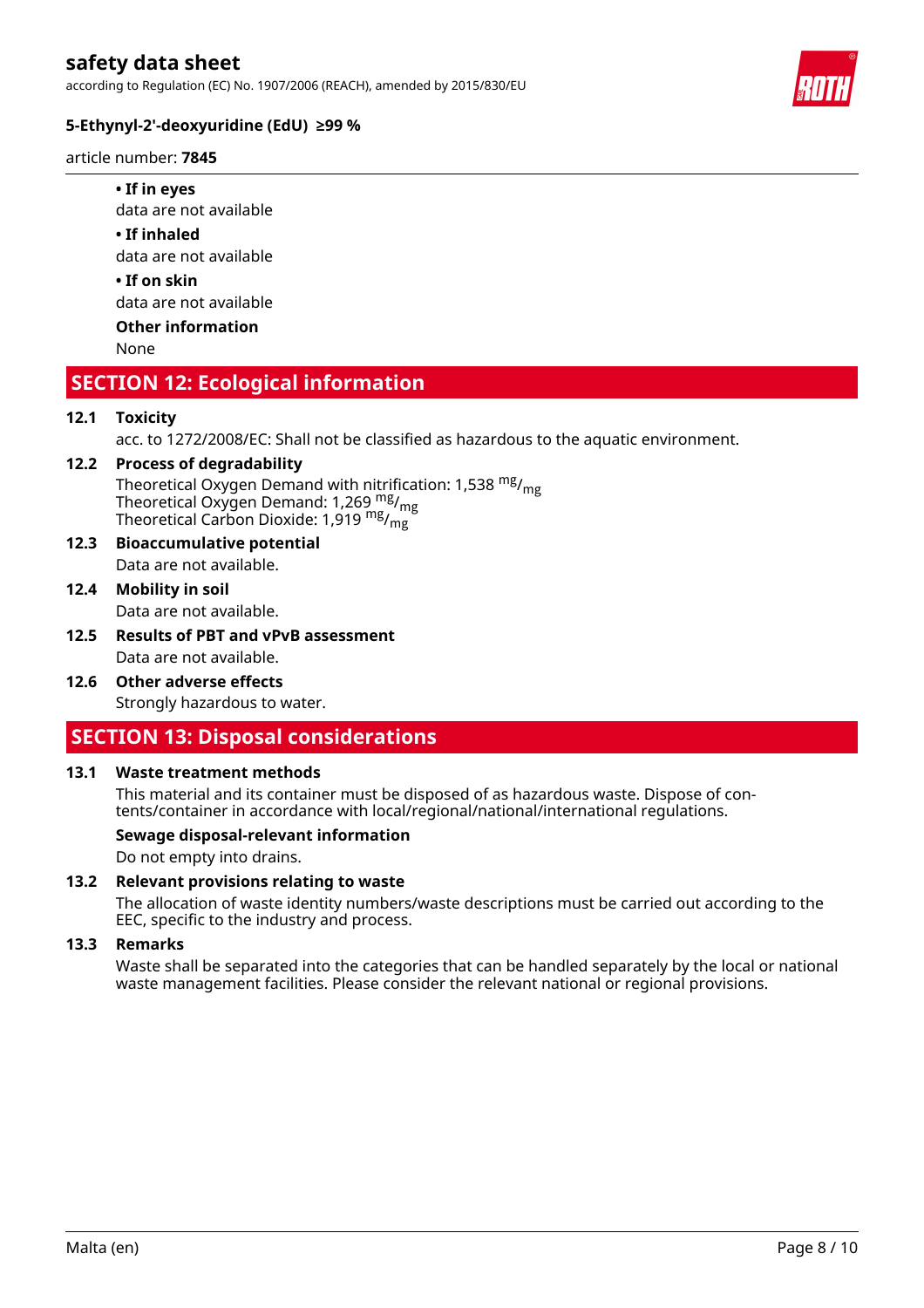**• If in eyes**

data are not available

**• If inhaled**

data are not available

**• If on skin**

data are not available

**Other information**

None

## SECTION 12: Ecological information

**12.1 Toxicity**

acc. to 1272/2008/EC: Shall not be classified as hazardous to the aquatic environment.

**12.2 Process of degradability**

Theoretical Oxygen Demand with nitrification: 1,538 $^{mg}/_{mg}$
Theoretical Oxygen Demand: 1,269 $^{mg}/_{mg}$
Theoretical Carbon Dioxide: 1,919 $^{mg}/_{mg}$

**12.3 Bioaccumulative potential**

Data are not available.

**12.4 Mobility in soil**

Data are not available.

**12.5 Results of PBT and vPvB assessment**

Data are not available.

**12.6 Other adverse effects**

Strongly hazardous to water.

## SECTION 13: Disposal considerations

**13.1 Waste treatment methods**

This material and its container must be disposed of as hazardous waste. Dispose of contents/container in accordance with local/regional/national/international regulations.

**Sewage disposal-relevant information**

Do not empty into drains.

**13.2 Relevant provisions relating to waste**

The allocation of waste identity numbers/waste descriptions must be carried out according to the EEC, specific to the industry and process.

**13.3 Remarks**

Waste shall be separated into the categories that can be handled separately by the local or national waste management facilities. Please consider the relevant national or regional provisions.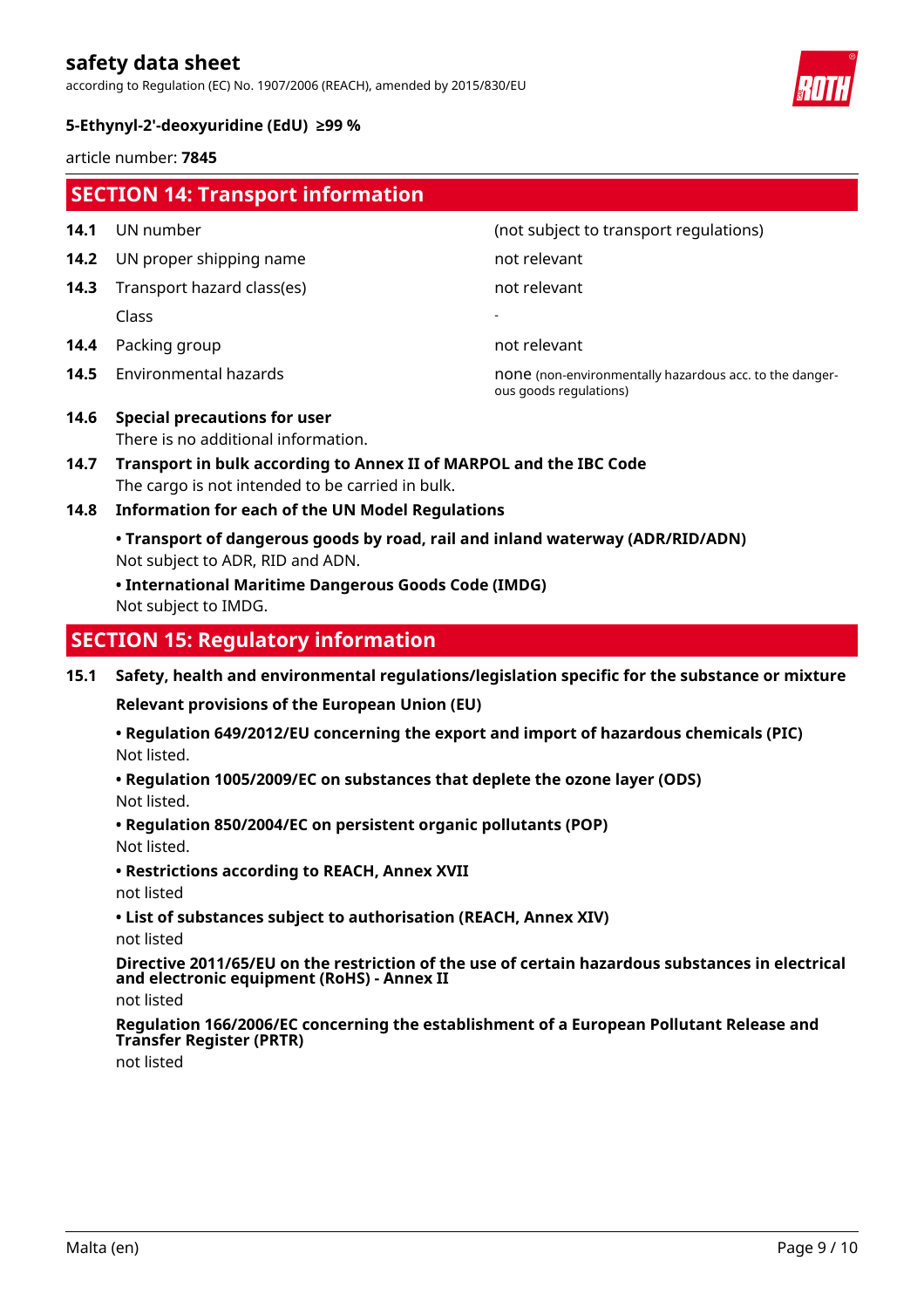## SECTION 14: Transport information

| | | |
|---|---|---|
| **14.1** | UN number | (not subject to transport regulations) |
| **14.2** | UN proper shipping name | not relevant |
| **14.3** | Transport hazard class(es) | not relevant |
| | Class | - |
| **14.4** | Packing group | not relevant |
| **14.5** | Environmental hazards | none (non-environmentally hazardous acc. to the dangerous goods regulations) |

**14.6 Special precautions for user**

There is no additional information.

**14.7 Transport in bulk according to Annex II of MARPOL and the IBC Code**

The cargo is not intended to be carried in bulk.

**14.8 Information for each of the UN Model Regulations**

**• Transport of dangerous goods by road, rail and inland waterway (ADR/RID/ADN)**

Not subject to ADR, RID and ADN.

**• International Maritime Dangerous Goods Code (IMDG)**

Not subject to IMDG.

## SECTION 15: Regulatory information

**15.1 Safety, health and environmental regulations/legislation specific for the substance or mixture**

**Relevant provisions of the European Union (EU)**

**• Regulation 649/2012/EU concerning the export and import of hazardous chemicals (PIC)**

Not listed.

**• Regulation 1005/2009/EC on substances that deplete the ozone layer (ODS)**

Not listed.

**• Regulation 850/2004/EC on persistent organic pollutants (POP)**

Not listed.

**• Restrictions according to REACH, Annex XVII**

not listed

**• List of substances subject to authorisation (REACH, Annex XIV)**

not listed

**Directive 2011/65/EU on the restriction of the use of certain hazardous substances in electrical and electronic equipment (RoHS) - Annex II**

not listed

**Regulation 166/2006/EC concerning the establishment of a European Pollutant Release and Transfer Register (PRTR)**

not listed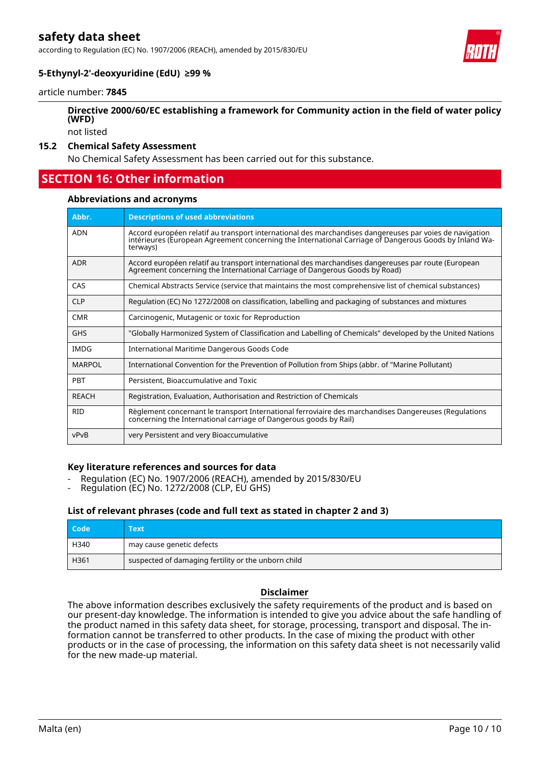**Directive 2000/60/EC establishing a framework for Community action in the field of water policy (WFD)**

not listed

### 15.2 Chemical Safety Assessment

No Chemical Safety Assessment has been carried out for this substance.

## SECTION 16: Other information

### Abbreviations and acronyms

| Abbr. | Descriptions of used abbreviations |
|---|---|
| ADN | Accord européen relatif au transport international des marchandises dangereuses par voies de navigation intérieures (European Agreement concerning the International Carriage of Dangerous Goods by Inland Waterways) |
| ADR | Accord européen relatif au transport international des marchandises dangereuses par route (European Agreement concerning the International Carriage of Dangerous Goods by Road) |
| CAS | Chemical Abstracts Service (service that maintains the most comprehensive list of chemical substances) |
| CLP | Regulation (EC) No 1272/2008 on classification, labelling and packaging of substances and mixtures |
| CMR | Carcinogenic, Mutagenic or toxic for Reproduction |
| GHS | "Globally Harmonized System of Classification and Labelling of Chemicals" developed by the United Nations |
| IMDG | International Maritime Dangerous Goods Code |
| MARPOL | International Convention for the Prevention of Pollution from Ships (abbr. of "Marine Pollutant) |
| PBT | Persistent, Bioaccumulative and Toxic |
| REACH | Registration, Evaluation, Authorisation and Restriction of Chemicals |
| RID | Règlement concernant le transport International ferroviaire des marchandises Dangereuses (Regulations concerning the International carriage of Dangerous goods by Rail) |
| vPvB | very Persistent and very Bioaccumulative |

### Key literature references and sources for data

- Regulation (EC) No. 1907/2006 (REACH), amended by 2015/830/EU
- Regulation (EC) No. 1272/2008 (CLP, EU GHS)

### List of relevant phrases (code and full text as stated in chapter 2 and 3)

| Code | Text |
|---|---|
| H340 | may cause genetic defects |
| H361 | suspected of damaging fertility or the unborn child |

**Disclaimer**

The above information describes exclusively the safety requirements of the product and is based on our present-day knowledge. The information is intended to give you advice about the safe handling of the product named in this safety data sheet, for storage, processing, transport and disposal. The information cannot be transferred to other products. In the case of mixing the product with other products or in the case of processing, the information on this safety data sheet is not necessarily valid for the new made-up material.